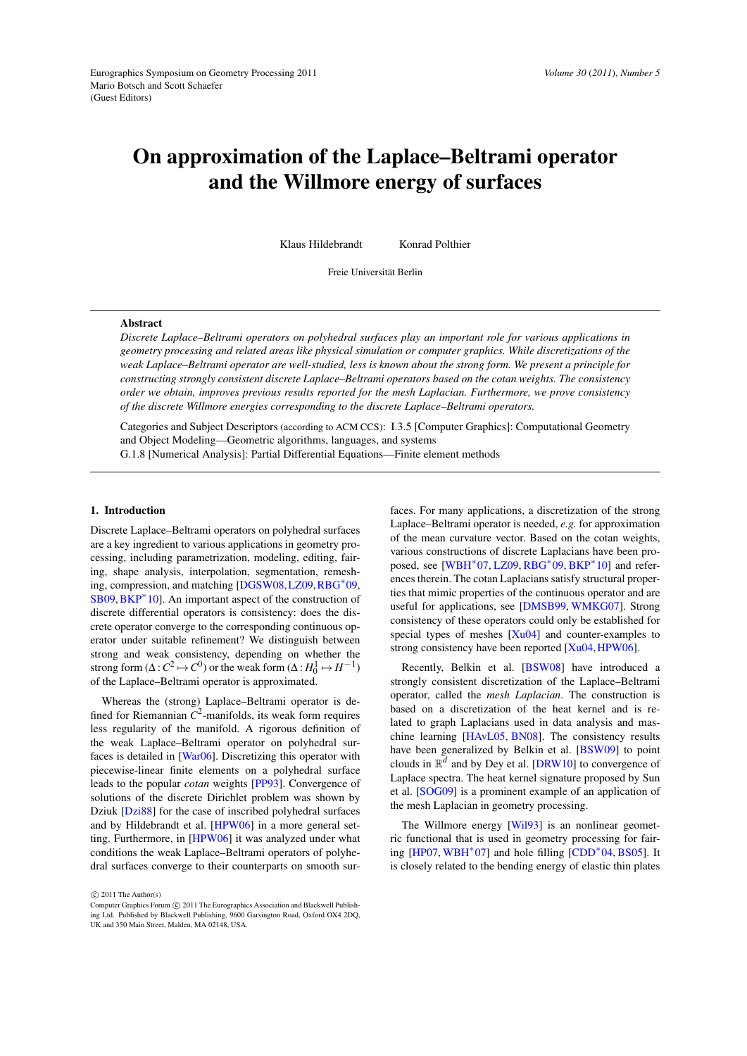# On approximation of the Laplace–Beltrami operator and the Willmore energy of surfaces

Klaus Hildebrandt    Konrad Polthier

Freie Universität Berlin

## Abstract

*Discrete Laplace–Beltrami operators on polyhedral surfaces play an important role for various applications in geometry processing and related areas like physical simulation or computer graphics. While discretizations of the weak Laplace–Beltrami operator are well-studied, less is known about the strong form. We present a principle for constructing strongly consistent discrete Laplace–Beltrami operators based on the cotan weights. The consistency order we obtain, improves previous results reported for the mesh Laplacian. Furthermore, we prove consistency of the discrete Willmore energies corresponding to the discrete Laplace–Beltrami operators.*

Categories and Subject Descriptors (according to ACM CCS): I.3.5 [Computer Graphics]: Computational Geometry and Object Modeling—Geometric algorithms, languages, and systems
G.1.8 [Numerical Analysis]: Partial Differential Equations—Finite element methods

## 1. Introduction

Discrete Laplace–Beltrami operators on polyhedral surfaces are a key ingredient to various applications in geometry processing, including parametrization, modeling, editing, fairing, shape analysis, interpolation, segmentation, remeshing, compression, and matching [DGSW08, LZ09, RBG*09, SB09, BKP*10]. An important aspect of the construction of discrete differential operators is consistency: does the discrete operator converge to the corresponding continuous operator under suitable refinement? We distinguish between strong and weak consistency, depending on whether the strong form ($\Delta : C^2 \mapsto C^0$) or the weak form ($\Delta : H^1_0 \mapsto H^{-1}$) of the Laplace–Beltrami operator is approximated.

Whereas the (strong) Laplace–Beltrami operator is defined for Riemannian $C^2$-manifolds, its weak form requires less regularity of the manifold. A rigorous definition of the weak Laplace–Beltrami operator on polyhedral surfaces is detailed in [War06]. Discretizing this operator with piecewise-linear finite elements on a polyhedral surface leads to the popular *cotan* weights [PP93]. Convergence of solutions of the discrete Dirichlet problem was shown by Dziuk [Dzi88] for the case of inscribed polyhedral surfaces and by Hildebrandt et al. [HPW06] in a more general setting. Furthermore, in [HPW06] it was analyzed under what conditions the weak Laplace–Beltrami operators of polyhedral surfaces converge to their counterparts on smooth surfaces. For many applications, a discretization of the strong Laplace–Beltrami operator is needed, *e.g.* for approximation of the mean curvature vector. Based on the cotan weights, various constructions of discrete Laplacians have been proposed, see [WBH*07, LZ09, RBG*09, BKP*10] and references therein. The cotan Laplacians satisfy structural properties that mimic properties of the continuous operator and are useful for applications, see [DMSB99, WMKG07]. Strong consistency of these operators could only be established for special types of meshes [Xu04] and counter-examples to strong consistency have been reported [Xu04, HPW06].

Recently, Belkin et al. [BSW08] have introduced a strongly consistent discretization of the Laplace–Beltrami operator, called the *mesh Laplacian*. The construction is based on a discretization of the heat kernel and is related to graph Laplacians used in data analysis and machine learning [HAvL05, BN08]. The consistency results have been generalized by Belkin et al. [BSW09] to point clouds in $\mathbb{R}^d$ and by Dey et al. [DRW10] to convergence of Laplace spectra. The heat kernel signature proposed by Sun et al. [SOG09] is a prominent example of an application of the mesh Laplacian in geometry processing.

The Willmore energy [Wil93] is an nonlinear geometric functional that is used in geometry processing for fairing [HP07, WBH*07] and hole filling [CDD*04, BS05]. It is closely related to the bending energy of elastic thin plates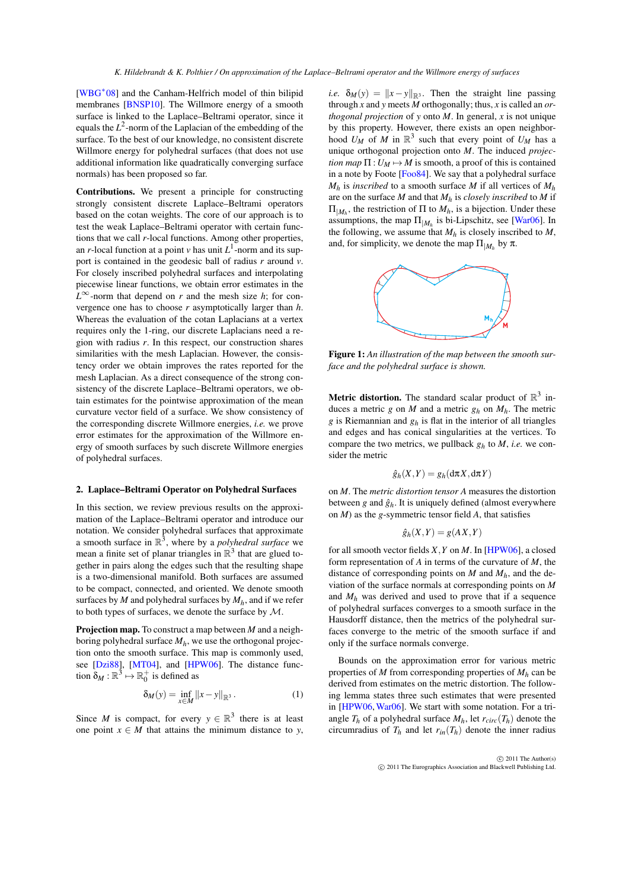[WBG*08] and the Canham-Helfrich model of thin bilipid membranes [BNSP10]. The Willmore energy of a smooth surface is linked to the Laplace–Beltrami operator, since it equals the $L^2$-norm of the Laplacian of the embedding of the surface. To the best of our knowledge, no consistent discrete Willmore energy for polyhedral surfaces (that does not use additional information like quadratically converging surface normals) has been proposed so far.

**Contributions.** We present a principle for constructing strongly consistent discrete Laplace–Beltrami operators based on the cotan weights. The core of our approach is to test the weak Laplace–Beltrami operator with certain functions that we call $r$-local functions. Among other properties, an $r$-local function at a point $v$ has unit $L^1$-norm and its support is contained in the geodesic ball of radius $r$ around $v$. For closely inscribed polyhedral surfaces and interpolating piecewise linear functions, we obtain error estimates in the $L^\infty$-norm that depend on $r$ and the mesh size $h$; for convergence one has to choose $r$ asymptotically larger than $h$. Whereas the evaluation of the cotan Laplacians at a vertex requires only the 1-ring, our discrete Laplacians need a region with radius $r$. In this respect, our construction shares similarities with the mesh Laplacian. However, the consistency order we obtain improves the rates reported for the mesh Laplacian. As a direct consequence of the strong consistency of the discrete Laplace–Beltrami operators, we obtain estimates for the pointwise approximation of the mean curvature vector field of a surface. We show consistency of the corresponding discrete Willmore energies, *i.e.* we prove error estimates for the approximation of the Willmore energy of smooth surfaces by such discrete Willmore energies of polyhedral surfaces.

## 2. Laplace–Beltrami Operator on Polyhedral Surfaces

In this section, we review previous results on the approximation of the Laplace–Beltrami operator and introduce our notation. We consider polyhedral surfaces that approximate a smooth surface in $\mathbb{R}^3$, where by a *polyhedral surface* we mean a finite set of planar triangles in $\mathbb{R}^3$ that are glued together in pairs along the edges such that the resulting shape is a two-dimensional manifold. Both surfaces are assumed to be compact, connected, and oriented. We denote smooth surfaces by $M$ and polyhedral surfaces by $M_h$, and if we refer to both types of surfaces, we denote the surface by $\mathcal{M}$.

**Projection map.** To construct a map between $M$ and a neighboring polyhedral surface $M_h$, we use the orthogonal projection onto the smooth surface. This map is commonly used, see [Dzi88], [MT04], and [HPW06]. The distance function $\delta_M : \mathbb{R}^3 \mapsto \mathbb{R}_0^+$ is defined as

$$\delta_M(y) = \inf_{x \in M} \|x - y\|_{\mathbb{R}^3}. \tag{1}$$

Since $M$ is compact, for every $y \in \mathbb{R}^3$ there is at least one point $x \in M$ that attains the minimum distance to $y$, *i.e.* $\delta_M(y) = \|x - y\|_{\mathbb{R}^3}$. Then the straight line passing through $x$ and $y$ meets $M$ orthogonally; thus, $x$ is called an *orthogonal projection* of $y$ onto $M$. In general, $x$ is not unique by this property. However, there exists an open neighborhood $U_M$ of $M$ in $\mathbb{R}^3$ such that every point of $U_M$ has a unique orthogonal projection onto $M$. The induced *projection map* $\Pi : U_M \mapsto M$ is smooth, a proof of this is contained in a note by Foote [Foo84]. We say that a polyhedral surface $M_h$ is *inscribed* to a smooth surface $M$ if all vertices of $M_h$ are on the surface $M$ and that $M_h$ is *closely inscribed* to $M$ if $\Pi_{|M_h}$, the restriction of $\Pi$ to $M_h$, is a bijection. Under these assumptions, the map $\Pi_{|M_h}$ is bi-Lipschitz, see [War06]. In the following, we assume that $M_h$ is closely inscribed to $M$, and, for simplicity, we denote the map $\Pi_{|M_h}$ by $\pi$.

**Figure 1:** *An illustration of the map between the smooth surface and the polyhedral surface is shown.*

**Metric distortion.** The standard scalar product of $\mathbb{R}^3$ induces a metric $g$ on $M$ and a metric $g_h$ on $M_h$. The metric $g$ is Riemannian and $g_h$ is flat in the interior of all triangles and edges and has conical singularities at the vertices. To compare the two metrics, we pullback $g_h$ to $M$, *i.e.* we consider the metric

$$\hat{g}_h(X,Y) = g_h(\mathrm{d}\pi X, \mathrm{d}\pi Y)$$

on $M$. The *metric distortion tensor* $A$ measures the distortion between $g$ and $\hat{g}_h$. It is uniquely defined (almost everywhere on $M$) as the $g$-symmetric tensor field $A$, that satisfies

$$\hat{g}_h(X,Y) = g(AX,Y)$$

for all smooth vector fields $X,Y$ on $M$. In [HPW06], a closed form representation of $A$ in terms of the curvature of $M$, the distance of corresponding points on $M$ and $M_h$, and the deviation of the surface normals at corresponding points on $M$ and $M_h$ was derived and used to prove that if a sequence of polyhedral surfaces converges to a smooth surface in the Hausdorff distance, then the metrics of the polyhedral surfaces converge to the metric of the smooth surface if and only if the surface normals converge.

Bounds on the approximation error for various metric properties of $M$ from corresponding properties of $M_h$ can be derived from estimates on the metric distortion. The following lemma states three such estimates that were presented in [HPW06, War06]. We start with some notation. For a triangle $T_h$ of a polyhedral surface $M_h$, let $r_{circ}(T_h)$ denote the circumradius of $T_h$ and let $r_{in}(T_h)$ denote the inner radius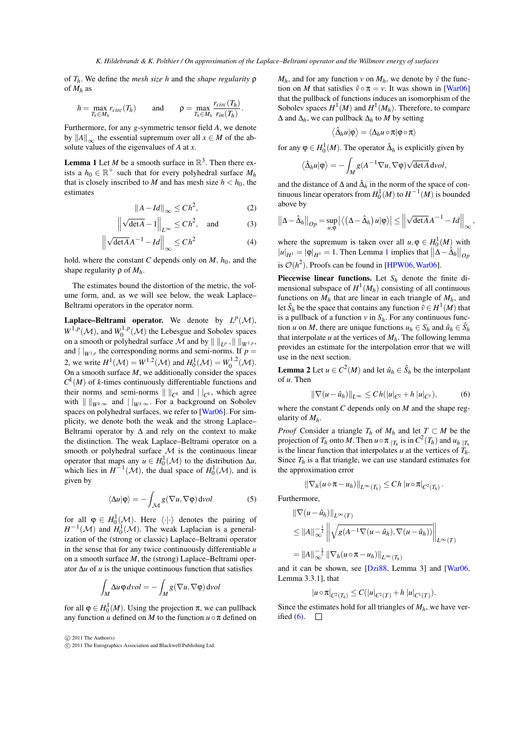of $T_h$. We define the *mesh size* $h$ and the *shape regularity* $\rho$ of $M_h$ as

$$h = \max_{T_h \in M_h} r_{circ}(T_h) \qquad \text{and} \qquad \rho = \max_{T_h \in M_h} \frac{r_{circ}(T_h)}{r_{in}(T_h)}.$$

Furthermore, for any $g$-symmetric tensor field $A$, we denote by $\|A\|_\infty$ the essential supremum over all $x \in M$ of the absolute values of the eigenvalues of $A$ at $x$.

**Lemma 1** Let $M$ be a smooth surface in $\mathbb{R}^3$. Then there exists a $h_0 \in \mathbb{R}^+$ such that for every polyhedral surface $M_h$ that is closely inscribed to $M$ and has mesh size $h < h_0$, the estimates

$$\|A - Id\|_\infty \leq C h^2, \tag{2}$$

$$\left\| \sqrt{\det A} - 1 \right\|_{L^\infty} \leq C h^2, \quad \text{and} \tag{3}$$

$$\left\| \sqrt{\det A}\, A^{-1} - Id \right\|_\infty \leq C h^2 \tag{4}$$

hold, where the constant $C$ depends only on $M$, $h_0$, and the shape regularity $\rho$ of $M_h$.

The estimates bound the distortion of the metric, the volume form, and, as we will see below, the weak Laplace–Beltrami operators in the operator norm.

**Laplace–Beltrami operator.** We denote by $L^p(\mathcal{M})$, $W^{1,p}(\mathcal{M})$, and $W_0^{1,p}(\mathcal{M})$ the Lebesgue and Sobolev spaces on a smooth or polyhedral surface $\mathcal{M}$ and by $\|\;\|_{L^p}, \|\;\|_{W^{1,p}}$, and $|\;|_{W^{1,p}}$ the corresponding norms and semi-norms. If $p = 2$, we write $H^1(\mathcal{M}) = W^{1,2}(\mathcal{M})$ and $H_0^1(\mathcal{M}) = W_0^{1,2}(\mathcal{M})$. On a smooth surface $M$, we additionally consider the spaces $C^k(M)$ of $k$-times continuously differentiable functions and their norms and semi-norms $\|\;\|_{C^k}$ and $|\;|_{C^k}$, which agree with $\|\;\|_{W^{k,\infty}}$ and $|\;|_{W^{k,\infty}}$. For a background on Sobolev spaces on polyhedral surfaces, we refer to [War06]. For simplicity, we denote both the weak and the strong Laplace–Beltrami operator by $\Delta$ and rely on the context to make the distinction. The weak Laplace–Beltrami operator on a smooth or polyhedral surface $\mathcal{M}$ is the continuous linear operator that maps any $u \in H_0^1(\mathcal{M})$ to the distribution $\Delta u$, which lies in $H^{-1}(\mathcal{M})$, the dual space of $H_0^1(\mathcal{M})$, and is given by

$$\langle \Delta u | \varphi \rangle = -\int_{\mathcal{M}} g(\nabla u, \nabla \varphi)\, \mathrm{d}vol \tag{5}$$

for all $\varphi \in H_0^1(\mathcal{M})$. Here $\langle \cdot | \cdot \rangle$ denotes the pairing of $H^{-1}(\mathcal{M})$ and $H_0^1(\mathcal{M})$. The weak Laplacian is a generalization of the (strong or classic) Laplace–Beltrami operator in the sense that for any twice continuously differentiable $u$ on a smooth surface $M$, the (strong) Laplace–Beltrami operator $\Delta u$ of $u$ is the unique continuous function that satisfies

$$\int_M \Delta u\, \varphi\, dvol = -\int_M g(\nabla u, \nabla \varphi)\, \mathrm{d}vol$$

for all $\varphi \in H_0^1(M)$. Using the projection $\pi$, we can pullback any function $u$ defined on $M$ to the function $u \circ \pi$ defined on $M_h$, and for any function $v$ on $M_h$, we denote by $\hat{v}$ the function on $M$ that satisfies $\hat{v} \circ \pi = v$. It was shown in [War06] that the pullback of functions induces an isomorphism of the Sobolev spaces $H^1(M)$ and $H^1(M_h)$. Therefore, to compare $\Delta$ and $\Delta_h$, we can pullback $\Delta_h$ to $M$ by setting

$$\langle \hat{\Delta}_h u | \varphi \rangle = \langle \Delta_h u \circ \pi | \varphi \circ \pi \rangle$$

for any $\varphi \in H_0^1(M)$. The operator $\hat{\Delta}_h$ is explicitly given by

$$\langle \hat{\Delta}_h u | \varphi \rangle = -\int_M g(A^{-1} \nabla u, \nabla \varphi) \sqrt{\det A}\, \mathrm{d}vol,$$

and the distance of $\Delta$ and $\hat{\Delta}_h$ in the norm of the space of continuous linear operators from $H_0^1(M)$ to $H^{-1}(M)$ is bounded above by

$$\left\|\Delta - \hat{\Delta}_h\right\|_{Op} = \sup_{u,\varphi} \left| \left\langle \left(\Delta - \hat{\Delta}_h\right) u | \varphi \right\rangle \right| \leq \left\| \sqrt{\det A}\, A^{-1} - Id \right\|_\infty,$$

where the supremum is taken over all $u, \varphi \in H_0^1(M)$ with $|u|_{H^1} = |\varphi|_{H^1} = 1$. Then Lemma 1 implies that $\left\|\Delta - \hat{\Delta}_h\right\|_{Op}$ is $\mathcal{O}(h^2)$. Proofs can be found in [HPW06, War06].

**Piecewise linear functions.** Let $S_h$ denote the finite dimensional subspace of $H^1(M_h)$ consisting of all continuous functions on $M_h$ that are linear in each triangle of $M_h$, and let $\hat{S}_h$ be the space that contains any function $\hat{v} \in H^1(M)$ that is a pullback of a function $v$ in $S_h$. For any continuous function $u$ on $M$, there are unique functions $u_h \in S_h$ and $\hat{u}_h \in \hat{S}_h$ that interpolate $u$ at the vertices of $M_h$. The following lemma provides an estimate for the interpolation error that we will use in the next section.

**Lemma 2** Let $u \in C^2(M)$ and let $\hat{u}_h \in \hat{S}_h$ be the interpolant of $u$. Then

$$\|\nabla(u - \hat{u}_h)\|_{L^\infty} \leq C h (|u|_{C^2} + h\, |u|_{C^1}), \tag{6}$$

where the constant $C$ depends only on $M$ and the shape regularity of $M_h$.

*Proof* Consider a triangle $T_h$ of $M_h$ and let $T \subset M$ be the projection of $T_h$ onto $M$. Then $u \circ \pi_{|T_h}$ is in $C^2(T_h)$ and $u_{h\,|T_h}$ is the linear function that interpolates $u$ at the vertices of $T_h$. Since $T_h$ is a flat triangle, we can use standard estimates for the approximation error

$$\|\nabla_h (u \circ \pi - u_h)\|_{L^\infty(T_h)} \leq C h\, |u \circ \pi|_{C^2(T_h)}.$$

Furthermore,

$$\begin{aligned}
&\|\nabla(u - \hat{u}_h)\|_{L^\infty(T)} \\
&\leq \|A\|_\infty^{-\frac{1}{2}} \left\| \sqrt{g(A^{-1}\nabla(u - \hat{u}_h), \nabla(u - \hat{u}_h))} \right\|_{L^\infty(T)} \\
&= \|A\|_\infty^{-\frac{1}{2}} \|\nabla_h (u \circ \pi - u_h)\|_{L^\infty(T_h)}
\end{aligned}$$

and it can be shown, see [Dzi88, Lemma 3] and [War06, Lemma 3.3.1], that

$$|u \circ \pi|_{C^2(T_h)} \leq C(|u|_{C^2(T)} + h\, |u|_{C^1(T)}).$$

Since the estimates hold for all triangles of $M_h$, we have verified (6). $\square$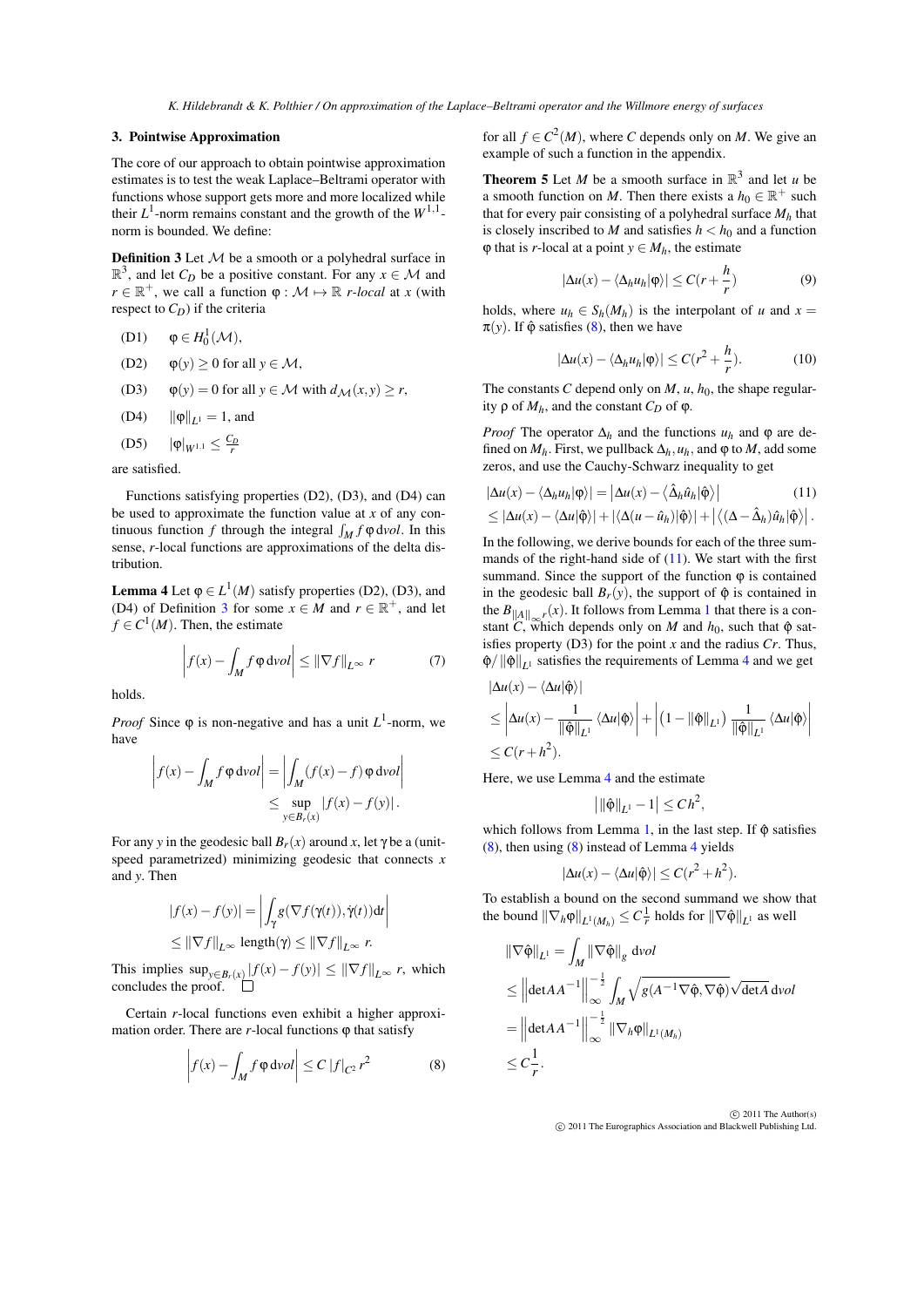## 3. Pointwise Approximation

The core of our approach to obtain pointwise approximation estimates is to test the weak Laplace–Beltrami operator with functions whose support gets more and more localized while their $L^1$-norm remains constant and the growth of the $W^{1,1}$-norm is bounded. We define:

**Definition 3** Let $\mathcal{M}$ be a smooth or a polyhedral surface in $\mathbb{R}^3$, and let $C_D$ be a positive constant. For any $x \in \mathcal{M}$ and $r \in \mathbb{R}^+$, we call a function $\varphi : \mathcal{M} \mapsto \mathbb{R}$ *r-local* at $x$ (with respect to $C_D$) if the criteria

- (D1) $\varphi \in H_0^1(\mathcal{M})$,
- (D2) $\varphi(y) \geq 0$ for all $y \in \mathcal{M}$,
- (D3) $\varphi(y) = 0$ for all $y \in \mathcal{M}$ with $d_{\mathcal{M}}(x,y) \geq r$,
- (D4) $\|\varphi\|_{L^1} = 1$, and
- (D5) $|\varphi|_{W^{1,1}} \leq \frac{C_D}{r}$

are satisfied.

Functions satisfying properties (D2), (D3), and (D4) can be used to approximate the function value at $x$ of any continuous function $f$ through the integral $\int_M f\,\varphi\,\mathrm{d}vol$. In this sense, $r$-local functions are approximations of the delta distribution.

**Lemma 4** Let $\varphi \in L^1(M)$ satisfy properties (D2), (D3), and (D4) of Definition 3 for some $x \in M$ and $r \in \mathbb{R}^+$, and let $f \in C^1(M)$. Then, the estimate

$$\left| f(x) - \int_M f\,\varphi\,\mathrm{d}vol \right| \leq \|\nabla f\|_{L^\infty}\, r \tag{7}$$

holds.

*Proof* Since $\varphi$ is non-negative and has a unit $L^1$-norm, we have

$$\left| f(x) - \int_M f\,\varphi\,\mathrm{d}vol \right| = \left| \int_M (f(x) - f)\,\varphi\,\mathrm{d}vol \right| \leq \sup_{y \in B_r(x)} |f(x) - f(y)|.$$

For any $y$ in the geodesic ball $B_r(x)$ around $x$, let $\gamma$ be a (unit-speed parametrized) minimizing geodesic that connects $x$ and $y$. Then

$$|f(x) - f(y)| = \left| \int_\gamma g(\nabla f(\gamma(t)), \dot\gamma(t))\,\mathrm{d}t \right| \leq \|\nabla f\|_{L^\infty}\ \mathrm{length}(\gamma) \leq \|\nabla f\|_{L^\infty}\ r.$$

This implies $\sup_{y \in B_r(x)} |f(x) - f(y)| \leq \|\nabla f\|_{L^\infty}\ r$, which concludes the proof. □

Certain $r$-local functions even exhibit a higher approximation order. There are $r$-local functions $\varphi$ that satisfy

$$\left| f(x) - \int_M f\,\varphi\,\mathrm{d}vol \right| \leq C\,|f|_{C^2}\, r^2 \tag{8}$$

for all $f \in C^2(M)$, where $C$ depends only on $M$. We give an example of such a function in the appendix.

**Theorem 5** Let $M$ be a smooth surface in $\mathbb{R}^3$ and let $u$ be a smooth function on $M$. Then there exists a $h_0 \in \mathbb{R}^+$ such that for every pair consisting of a polyhedral surface $M_h$ that is closely inscribed to $M$ and satisfies $h < h_0$ and a function $\varphi$ that is $r$-local at a point $y \in M_h$, the estimate

$$|\Delta u(x) - \langle \Delta_h u_h | \varphi \rangle| \leq C(r + \frac{h}{r}) \tag{9}$$

holds, where $u_h \in S_h(M_h)$ is the interpolant of $u$ and $x = \pi(y)$. If $\hat\varphi$ satisfies (8), then we have

$$|\Delta u(x) - \langle \Delta_h u_h | \varphi \rangle| \leq C(r^2 + \frac{h}{r}). \tag{10}$$

The constants $C$ depend only on $M$, $u$, $h_0$, the shape regularity $\rho$ of $M_h$, and the constant $C_D$ of $\varphi$.

*Proof* The operator $\Delta_h$ and the functions $u_h$ and $\varphi$ are defined on $M_h$. First, we pullback $\Delta_h, u_h$, and $\varphi$ to $M$, add some zeros, and use the Cauchy-Schwarz inequality to get

$$\begin{aligned} |\Delta u(x) - \langle \Delta_h u_h | \varphi \rangle| &= \left| \Delta u(x) - \left\langle \hat\Delta_h \hat u_h | \hat\varphi \right\rangle \right| \\ &\leq |\Delta u(x) - \langle \Delta u | \hat\varphi \rangle| + |\langle \Delta(u - \hat u_h) | \hat\varphi \rangle| + \left| \left\langle (\Delta - \hat\Delta_h)\hat u_h | \hat\varphi \right\rangle \right|. \end{aligned} \tag{11}$$

In the following, we derive bounds for each of the three summands of the right-hand side of (11). We start with the first summand. Since the support of the function $\varphi$ is contained in the geodesic ball $B_r(y)$, the support of $\hat\varphi$ is contained in the $B_{\|A\|_\infty r}(x)$. It follows from Lemma 1 that there is a constant $C$, which depends only on $M$ and $h_0$, such that $\hat\varphi$ satisfies property (D3) for the point $x$ and the radius $Cr$. Thus, $\hat\varphi / \|\hat\varphi\|_{L^1}$ satisfies the requirements of Lemma 4 and we get

$$\begin{aligned} &|\Delta u(x) - \langle \Delta u | \hat\varphi \rangle| \\ &\leq \left| \Delta u(x) - \frac{1}{\|\hat\varphi\|_{L^1}} \langle \Delta u | \hat\varphi \rangle \right| + \left| \left(1 - \|\hat\varphi\|_{L^1}\right) \frac{1}{\|\hat\varphi\|_{L^1}} \langle \Delta u | \hat\varphi \rangle \right| \\ &\leq C(r + h^2). \end{aligned}$$

Here, we use Lemma 4 and the estimate

$$\left| \|\hat\varphi\|_{L^1} - 1 \right| \leq C h^2,$$

which follows from Lemma 1, in the last step. If $\hat\varphi$ satisfies (8), then using (8) instead of Lemma 4 yields

$$|\Delta u(x) - \langle \Delta u | \hat\varphi \rangle| \leq C(r^2 + h^2).$$

To establish a bound on the second summand we show that the bound $\|\nabla_h \varphi\|_{L^1(M_h)} \leq C\frac{1}{r}$ holds for $\|\nabla\hat\varphi\|_{L^1}$ as well

$$\begin{aligned} \|\nabla\hat\varphi\|_{L^1} &= \int_M \|\nabla\hat\varphi\|_g \,\mathrm{d}vol \\ &\leq \left\| \det A A^{-1} \right\|_\infty^{-\frac{1}{2}} \int_M \sqrt{g(A^{-1}\nabla\hat\varphi, \nabla\hat\varphi)}\sqrt{\det A}\,\mathrm{d}vol \\ &= \left\| \det A A^{-1} \right\|_\infty^{-\frac{1}{2}} \|\nabla_h \varphi\|_{L^1(M_h)} \\ &\leq C\frac{1}{r}. \end{aligned}$$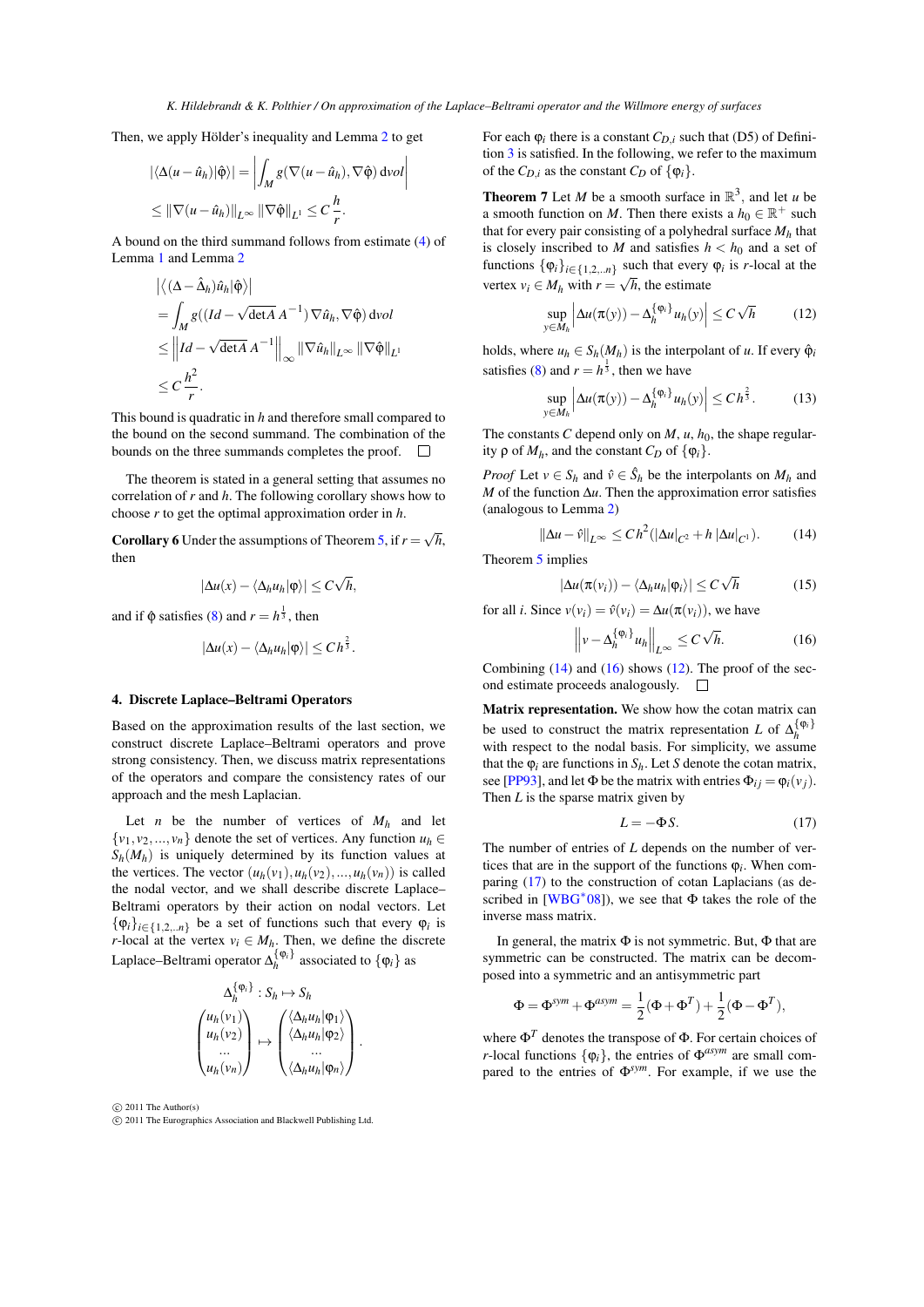Then, we apply Hölder's inequality and Lemma 2 to get

$$|\langle \Delta(u-\hat{u}_h)|\hat{\varphi}\rangle| = \left|\int_M g(\nabla(u-\hat{u}_h),\nabla\hat{\varphi})\,\mathrm{d}vol\right|$$

$$\leq \|\nabla(u-\hat{u}_h)\|_{L^\infty}\,\|\nabla\hat{\varphi}\|_{L^1} \leq C\,\frac{h}{r}.$$

A bound on the third summand follows from estimate (4) of Lemma 1 and Lemma 2

$$\left|\left\langle (\Delta-\hat{\Delta}_h)\hat{u}_h|\hat{\varphi}\right\rangle\right|$$
$$= \int_M g((Id-\sqrt{\det A}\,A^{-1})\nabla\hat{u}_h,\nabla\hat{\varphi})\,\mathrm{d}vol$$
$$\leq \left\|Id-\sqrt{\det A}\,A^{-1}\right\|_\infty \|\nabla\hat{u}_h\|_{L^\infty}\,\|\nabla\hat{\varphi}\|_{L^1}$$
$$\leq C\,\frac{h^2}{r}.$$

This bound is quadratic in $h$ and therefore small compared to the bound on the second summand. The combination of the bounds on the three summands completes the proof. □

The theorem is stated in a general setting that assumes no correlation of $r$ and $h$. The following corollary shows how to choose $r$ to get the optimal approximation order in $h$.

**Corollary 6** Under the assumptions of Theorem 5, if $r=\sqrt{h}$, then

$$|\Delta u(x) - \langle \Delta_h u_h|\varphi\rangle| \leq C\sqrt{h},$$

and if $\varphi$ satisfies (8) and $r=h^{\frac{1}{3}}$, then

$$|\Delta u(x) - \langle \Delta_h u_h|\varphi\rangle| \leq C\,h^{\frac{2}{3}}.$$

## 4. Discrete Laplace–Beltrami Operators

Based on the approximation results of the last section, we construct discrete Laplace–Beltrami operators and prove strong consistency. Then, we discuss matrix representations of the operators and compare the consistency rates of our approach and the mesh Laplacian.

Let $n$ be the number of vertices of $M_h$ and let $\{v_1,v_2,...,v_n\}$ denote the set of vertices. Any function $u_h \in S_h(M_h)$ is uniquely determined by its function values at the vertices. The vector $(u_h(v_1),u_h(v_2),...,u_h(v_n))$ is called the nodal vector, and we shall describe discrete Laplace–Beltrami operators by their action on nodal vectors. Let $\{\varphi_i\}_{i\in\{1,2,..n\}}$ be a set of functions such that every $\varphi_i$ is $r$-local at the vertex $v_i \in M_h$. Then, we define the discrete Laplace–Beltrami operator $\Delta_h^{\{\varphi_i\}}$ associated to $\{\varphi_i\}$ as

$$\Delta_h^{\{\varphi_i\}} : S_h \mapsto S_h$$
$$\begin{pmatrix} u_h(v_1)\\ u_h(v_2)\\ \ldots\\ u_h(v_n)\end{pmatrix} \mapsto \begin{pmatrix} \langle\Delta_h u_h|\varphi_1\rangle\\ \langle\Delta_h u_h|\varphi_2\rangle\\ \ldots\\ \langle\Delta_h u_h|\varphi_n\rangle\end{pmatrix}.$$

For each $\varphi_i$ there is a constant $C_{D,i}$ such that (D5) of Definition 3 is satisfied. In the following, we refer to the maximum of the $C_{D,i}$ as the constant $C_D$ of $\{\varphi_i\}$.

**Theorem 7** Let $M$ be a smooth surface in $\mathbb{R}^3$, and let $u$ be a smooth function on $M$. Then there exists a $h_0 \in \mathbb{R}^+$ such that for every pair consisting of a polyhedral surface $M_h$ that is closely inscribed to $M$ and satisfies $h<h_0$ and a set of functions $\{\varphi_i\}_{i\in\{1,2,..n\}}$ such that every $\varphi_i$ is $r$-local at the vertex $v_i \in M_h$ with $r=\sqrt{h}$, the estimate

$$\sup_{y\in M_h}\left|\Delta u(\pi(y)) - \Delta_h^{\{\varphi_i\}} u_h(y)\right| \leq C\sqrt{h} \tag{12}$$

holds, where $u_h \in S_h(M_h)$ is the interpolant of $u$. If every $\hat{\varphi}_i$ satisfies (8) and $r=h^{\frac{1}{3}}$, then we have

$$\sup_{y\in M_h}\left|\Delta u(\pi(y)) - \Delta_h^{\{\varphi_i\}} u_h(y)\right| \leq C\,h^{\frac{2}{3}}. \tag{13}$$

The constants $C$ depend only on $M$, $u$, $h_0$, the shape regularity $\rho$ of $M_h$, and the constant $C_D$ of $\{\varphi_i\}$.

*Proof* Let $v \in S_h$ and $\hat{v} \in \hat{S}_h$ be the interpolants on $M_h$ and $M$ of the function $\Delta u$. Then the approximation error satisfies (analogous to Lemma 2)

$$\|\Delta u - \hat{v}\|_{L^\infty} \leq C\,h^2(|\Delta u|_{C^2} + h\,|\Delta u|_{C^1}). \tag{14}$$

Theorem 5 implies

$$|\Delta u(\pi(v_i)) - \langle \Delta_h u_h|\varphi_i\rangle| \leq C\sqrt{h} \tag{15}$$

for all $i$. Since $v(v_i) = \hat{v}(v_i) = \Delta u(\pi(v_i))$, we have

$$\left\| v - \Delta_h^{\{\varphi_i\}} u_h \right\|_{L^\infty} \leq C\sqrt{h}. \tag{16}$$

Combining (14) and (16) shows (12). The proof of the second estimate proceeds analogously. □

**Matrix representation.** We show how the cotan matrix can be used to construct the matrix representation $L$ of $\Delta_h^{\{\varphi_i\}}$ with respect to the nodal basis. For simplicity, we assume that the $\varphi_i$ are functions in $S_h$. Let $S$ denote the cotan matrix, see [PP93], and let $\Phi$ be the matrix with entries $\Phi_{ij} = \varphi_i(v_j)$. Then $L$ is the sparse matrix given by

$$L = -\Phi S. \tag{17}$$

The number of entries of $L$ depends on the number of vertices that are in the support of the functions $\varphi_i$. When comparing (17) to the construction of cotan Laplacians (as described in [WBG*08]), we see that $\Phi$ takes the role of the inverse mass matrix.

In general, the matrix $\Phi$ is not symmetric. But, $\Phi$ that are symmetric can be constructed. The matrix can be decomposed into a symmetric and an antisymmetric part

$$\Phi = \Phi^{sym} + \Phi^{asym} = \frac{1}{2}(\Phi+\Phi^T) + \frac{1}{2}(\Phi-\Phi^T),$$

where $\Phi^T$ denotes the transpose of $\Phi$. For certain choices of $r$-local functions $\{\varphi_i\}$, the entries of $\Phi^{asym}$ are small compared to the entries of $\Phi^{sym}$. For example, if we use the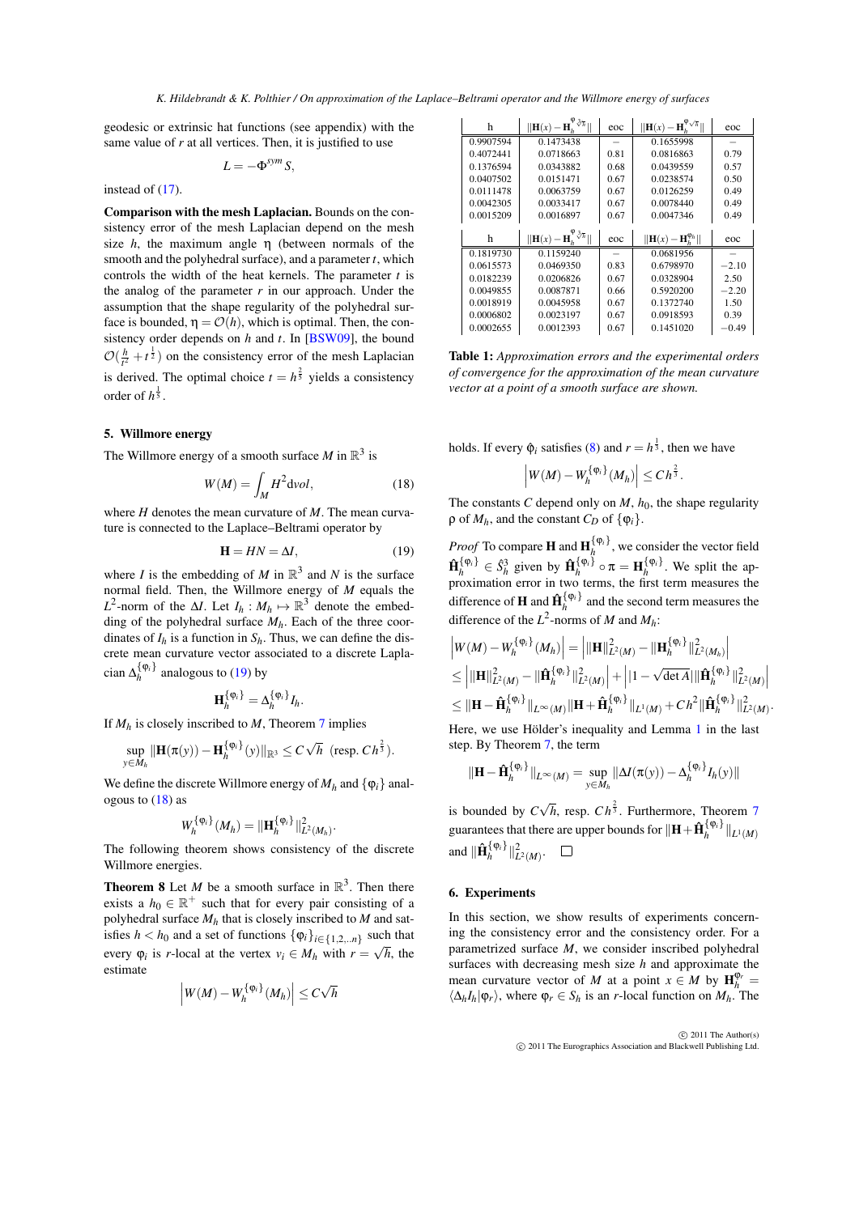geodesic or extrinsic hat functions (see appendix) with the same value of $r$ at all vertices. Then, it is justified to use

$$L = -\Phi^{sym} S,$$

instead of (17).

**Comparison with the mesh Laplacian.** Bounds on the consistency error of the mesh Laplacian depend on the mesh size $h$, the maximum angle $\eta$ (between normals of the smooth and the polyhedral surface), and a parameter $t$, which controls the width of the heat kernels. The parameter $t$ is the analog of the parameter $r$ in our approach. Under the assumption that the shape regularity of the polyhedral surface is bounded, $\eta = \mathcal{O}(h)$, which is optimal. Then, the consistency order depends on $h$ and $t$. In [BSW09], the bound $\mathcal{O}(\frac{h}{t^2} + t^{\frac{1}{2}})$ on the consistency error of the mesh Laplacian is derived. The optimal choice $t = h^{\frac{2}{5}}$ yields a consistency order of $h^{\frac{1}{5}}$.

## 5. Willmore energy

The Willmore energy of a smooth surface $M$ in $\mathbb{R}^3$ is

$$W(M) = \int_M H^2 \mathrm{dvol}, \tag{18}$$

where $H$ denotes the mean curvature of $M$. The mean curvature is connected to the Laplace–Beltrami operator by

$$\mathbf{H} = HN = \Delta I, \tag{19}$$

where $I$ is the embedding of $M$ in $\mathbb{R}^3$ and $N$ is the surface normal field. Then, the Willmore energy of $M$ equals the $L^2$-norm of the $\Delta I$. Let $I_h : M_h \mapsto \mathbb{R}^3$ denote the embedding of the polyhedral surface $M_h$. Each of the three coordinates of $I_h$ is a function in $S_h$. Thus, we can define the discrete mean curvature vector associated to a discrete Laplacian $\Delta_h^{\{\varphi_i\}}$ analogous to (19) by

$$\mathbf{H}_h^{\{\varphi_i\}} = \Delta_h^{\{\varphi_i\}} I_h.$$

If $M_h$ is closely inscribed to $M$, Theorem 7 implies

$$\sup_{y \in M_h} \|\mathbf{H}(\pi(y)) - \mathbf{H}_h^{\{\varphi_i\}}(y)\|_{\mathbb{R}^3} \leq C\sqrt{h} \;\; (\text{resp. } Ch^{\frac{2}{3}}).$$

We define the discrete Willmore energy of $M_h$ and $\{\varphi_i\}$ analogous to (18) as

$$W_h^{\{\varphi_i\}}(M_h) = \|\mathbf{H}_h^{\{\varphi_i\}}\|^2_{L^2(M_h)}.$$

The following theorem shows consistency of the discrete Willmore energies.

**Theorem 8** Let $M$ be a smooth surface in $\mathbb{R}^3$. Then there exists a $h_0 \in \mathbb{R}^+$ such that for every pair consisting of a polyhedral surface $M_h$ that is closely inscribed to $M$ and satisfies $h < h_0$ and a set of functions $\{\varphi_i\}_{i \in \{1,2,..n\}}$ such that every $\varphi_i$ is $r$-local at the vertex $v_i \in M_h$ with $r = \sqrt{h}$, the estimate

$$\left| W(M) - W_h^{\{\varphi_i\}}(M_h) \right| \leq C\sqrt{h}$$

holds. If every $\varphi_i$ satisfies (8) and $r = h^{\frac{1}{3}}$, then we have

$$\left| W(M) - W_h^{\{\varphi_i\}}(M_h) \right| \leq Ch^{\frac{2}{3}}.$$

The constants $C$ depend only on $M$, $h_0$, the shape regularity $\rho$ of $M_h$, and the constant $C_D$ of $\{\varphi_i\}$.

*Proof* To compare $\mathbf{H}$ and $\mathbf{H}_h^{\{\varphi_i\}}$, we consider the vector field $\hat{\mathbf{H}}_h^{\{\varphi_i\}} \in \hat{S}_h^3$ given by $\hat{\mathbf{H}}_h^{\{\varphi_i\}} \circ \pi = \mathbf{H}_h^{\{\varphi_i\}}$. We split the approximation error in two terms, the first term measures the difference of $\mathbf{H}$ and $\hat{\mathbf{H}}_h^{\{\varphi_i\}}$ and the second term measures the difference of the $L^2$-norms of $M$ and $M_h$:

$$\begin{aligned}
&\left| W(M) - W_h^{\{\varphi_i\}}(M_h) \right| = \left| \|\mathbf{H}\|^2_{L^2(M)} - \|\mathbf{H}_h^{\{\varphi_i\}}\|^2_{L^2(M_h)} \right| \\
&\leq \left| \|\mathbf{H}\|^2_{L^2(M)} - \|\hat{\mathbf{H}}_h^{\{\varphi_i\}}\|^2_{L^2(M)} \right| + \left| \|1 - \sqrt{\det A}\| \|\hat{\mathbf{H}}_h^{\{\varphi_i\}}\|^2_{L^2(M)} \right| \\
&\leq \|\mathbf{H} - \hat{\mathbf{H}}_h^{\{\varphi_i\}}\|_{L^\infty(M)} \|\mathbf{H} + \hat{\mathbf{H}}_h^{\{\varphi_i\}}\|_{L^1(M)} + Ch^2 \|\hat{\mathbf{H}}_h^{\{\varphi_i\}}\|^2_{L^2(M)}.
\end{aligned}$$

Here, we use Hölder's inequality and Lemma 1 in the last step. By Theorem 7, the term

$$\|\mathbf{H} - \hat{\mathbf{H}}_h^{\{\varphi_i\}}\|_{L^\infty(M)} = \sup_{y \in M_h} \|\Delta I(\pi(y)) - \Delta_h^{\{\varphi_i\}} I_h(y)\|$$

is bounded by $C\sqrt{h}$, resp. $Ch^{\frac{2}{3}}$. Furthermore, Theorem 7 guarantees that there are upper bounds for $\|\mathbf{H} + \hat{\mathbf{H}}_h^{\{\varphi_i\}}\|_{L^1(M)}$ and $\|\hat{\mathbf{H}}_h^{\{\varphi_i\}}\|^2_{L^2(M)}$. $\square$

| h | $\lVert\mathbf{H}(x) - \mathbf{H}_h^{\varphi_{\sqrt[3]{h}}}\rVert$ | eoc | $\lVert\mathbf{H}(x) - \mathbf{H}_h^{\varphi_{\sqrt{h}}}\rVert$ | eoc |
|---|---|---|---|---|
| 0.9907594 | 0.1473438 | – | 0.1655998 | – |
| 0.4072441 | 0.0718663 | 0.81 | 0.0816863 | 0.79 |
| 0.1376594 | 0.0343882 | 0.68 | 0.0439559 | 0.57 |
| 0.0407502 | 0.0151471 | 0.67 | 0.0238574 | 0.50 |
| 0.0111478 | 0.0063759 | 0.67 | 0.0126259 | 0.49 |
| 0.0042305 | 0.0033417 | 0.67 | 0.0078440 | 0.49 |
| 0.0015209 | 0.0016897 | 0.67 | 0.0047346 | 0.49 |

| h | $\lVert\mathbf{H}(x) - \mathbf{H}_h^{\varphi_{\sqrt[3]{h}}}\rVert$ | eoc | $\lVert\mathbf{H}(x) - \mathbf{H}_h^{\varphi_h}\rVert$ | eoc |
|---|---|---|---|---|
| 0.1819730 | 0.1159240 | – | 0.0681956 | – |
| 0.0615573 | 0.0469350 | 0.83 | 0.6798970 | −2.10 |
| 0.0182239 | 0.0206826 | 0.67 | 0.0328904 | 2.50 |
| 0.0049855 | 0.0087871 | 0.66 | 0.5920200 | −2.20 |
| 0.0018919 | 0.0045958 | 0.67 | 0.1372740 | 1.50 |
| 0.0006802 | 0.0023197 | 0.67 | 0.0918593 | 0.39 |
| 0.0002655 | 0.0012393 | 0.67 | 0.1451020 | −0.49 |

**Table 1:** *Approximation errors and the experimental orders of convergence for the approximation of the mean curvature vector at a point of a smooth surface are shown.*

## 6. Experiments

In this section, we show results of experiments concerning the consistency error and the consistency order. For a parametrized surface $M$, we consider inscribed polyhedral surfaces with decreasing mesh size $h$ and approximate the mean curvature vector of $M$ at a point $x \in M$ by $\mathbf{H}_h^{\varphi_r} = \langle \Delta_h I_h | \varphi_r \rangle$, where $\varphi_r \in S_h$ is an $r$-local function on $M_h$. The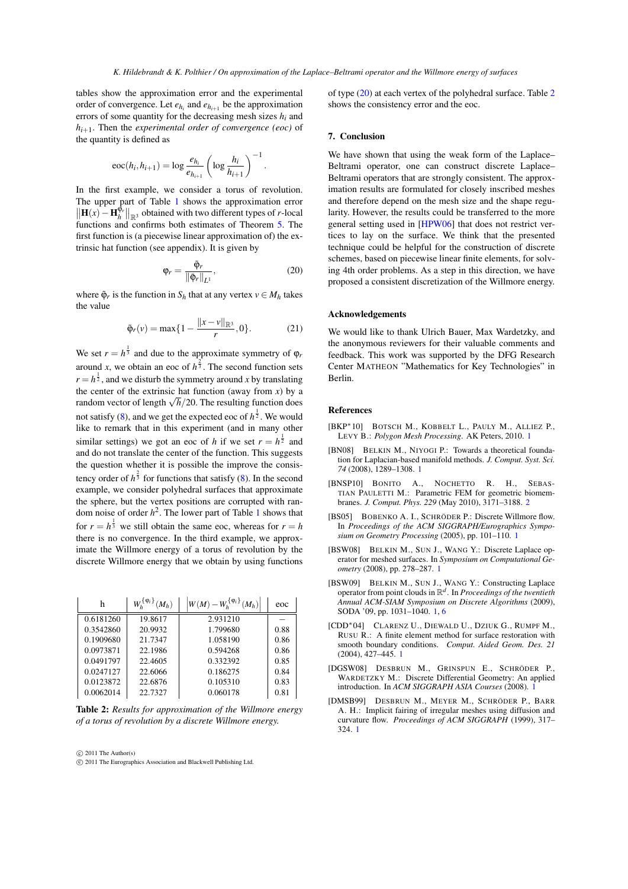tables show the approximation error and the experimental order of convergence. Let $e_{h_i}$ and $e_{h_{i+1}}$ be the approximation errors of some quantity for the decreasing mesh sizes $h_i$ and $h_{i+1}$. Then the *experimental order of convergence (eoc)* of the quantity is defined as

$$\mathrm{eoc}(h_i, h_{i+1}) = \log \frac{e_{h_i}}{e_{h_{i+1}}} \left( \log \frac{h_i}{h_{i+1}} \right)^{-1}.$$

In the first example, we consider a torus of revolution. The upper part of Table 1 shows the approximation error $\left\|\mathbf{H}(x) - \mathbf{H}_h^{\varphi_r}\right\|_{\mathbb{R}^3}$ obtained with two different types of $r$-local functions and confirms both estimates of Theorem 5. The first function is (a piecewise linear approximation of) the extrinsic hat function (see appendix). It is given by

$$\varphi_r = \frac{\tilde{\varphi}_r}{\|\tilde{\varphi}_r\|_{L^1}}, \tag{20}$$

where $\tilde{\varphi}_r$ is the function in $S_h$ that at any vertex $v \in M_h$ takes the value

$$\tilde{\varphi}_r(v) = \max\{1 - \frac{\|x - v\|_{\mathbb{R}^3}}{r}, 0\}. \tag{21}$$

We set $r = h^{\frac{1}{3}}$ and due to the approximate symmetry of $\varphi_r$ around $x$, we obtain an eoc of $h^{\frac{2}{3}}$. The second function sets $r = h^{\frac{1}{2}}$, and we disturb the symmetry around $x$ by translating the center of the extrinsic hat function (away from $x$) by a random vector of length $\sqrt{h}/20$. The resulting function does not satisfy (8), and we get the expected eoc of $h^{\frac{1}{2}}$. We would like to remark that in this experiment (and in many other similar settings) we got an eoc of $h$ if we set $r = h^{\frac{1}{2}}$ and and do not translate the center of the function. This suggests the question whether it is possible the improve the consistency order of $h^{\frac{2}{3}}$ for functions that satisfy (8). In the second example, we consider polyhedral surfaces that approximate the sphere, but the vertex positions are corrupted with random noise of order $h^2$. The lower part of Table 1 shows that for $r = h^{\frac{1}{3}}$ we still obtain the same eoc, whereas for $r = h$ there is no convergence. In the third example, we approximate the Willmore energy of a torus of revolution by the discrete Willmore energy that we obtain by using functions of type (20) at each vertex of the polyhedral surface. Table 2 shows the consistency error and the eoc.

| h | $W_h^{\{\varphi_i\}}(M_h)$ | $\left\|W(M) - W_h^{\{\varphi_i\}}(M_h)\right\|$ | eoc |
|---|---|---|---|
| 0.6181260 | 19.8617 | 2.931210 | – |
| 0.3542860 | 20.9932 | 1.799680 | 0.88 |
| 0.1909680 | 21.7347 | 1.058190 | 0.86 |
| 0.0973871 | 22.1986 | 0.594268 | 0.86 |
| 0.0491797 | 22.4605 | 0.332392 | 0.85 |
| 0.0247127 | 22.6066 | 0.186275 | 0.84 |
| 0.0123872 | 22.6876 | 0.105310 | 0.83 |
| 0.0062014 | 22.7327 | 0.060178 | 0.81 |

**Table 2:** *Results for approximation of the Willmore energy of a torus of revolution by a discrete Willmore energy.*

## 7. Conclusion

We have shown that using the weak form of the Laplace–Beltrami operator, one can construct discrete Laplace–Beltrami operators that are strongly consistent. The approximation results are formulated for closely inscribed meshes and therefore depend on the mesh size and the shape regularity. However, the results could be transferred to the more general setting used in [HPW06] that does not restrict vertices to lay on the surface. We think that the presented technique could be helpful for the construction of discrete schemes, based on piecewise linear finite elements, for solving 4th order problems. As a step in this direction, we have proposed a consistent discretization of the Willmore energy.

## Acknowledgements

We would like to thank Ulrich Bauer, Max Wardetzky, and the anonymous reviewers for their valuable comments and feedback. This work was supported by the DFG Research Center MATHEON "Mathematics for Key Technologies" in Berlin.

## References

[BKP*10] BOTSCH M., KOBBELT L., PAULY M., ALLIEZ P., LEVY B.: *Polygon Mesh Processing*. AK Peters, 2010. 1

[BN08] BELKIN M., NIYOGI P.: Towards a theoretical foundation for Laplacian-based manifold methods. *J. Comput. Syst. Sci. 74* (2008), 1289–1308. 1

[BNSP10] BONITO A., NOCHETTO R. H., SEBASTIAN PAULETTI M.: Parametric FEM for geometric biomembranes. *J. Comput. Phys. 229* (May 2010), 3171–3188. 2

[BS05] BOBENKO A. I., SCHRÖDER P.: Discrete Willmore flow. In *Proceedings of the ACM SIGGRAPH/Eurographics Symposium on Geometry Processing* (2005), pp. 101–110. 1

[BSW08] BELKIN M., SUN J., WANG Y.: Discrete Laplace operator for meshed surfaces. In *Symposium on Computational Geometry* (2008), pp. 278–287. 1

[BSW09] BELKIN M., SUN J., WANG Y.: Constructing Laplace operator from point clouds in $\mathbb{R}^d$. In *Proceedings of the twentieth Annual ACM-SIAM Symposium on Discrete Algorithms* (2009), SODA '09, pp. 1031–1040. 1, 6

[CDD*04] CLARENZ U., DIEWALD U., DZIUK G., RUMPF M., RUSU R.: A finite element method for surface restoration with smooth boundary conditions. *Comput. Aided Geom. Des. 21* (2004), 427–445. 1

[DGSW08] DESBRUN M., GRINSPUN E., SCHRÖDER P., WARDETZKY M.: Discrete Differential Geometry: An applied introduction. In *ACM SIGGRAPH ASIA Courses* (2008). 1

[DMSB99] DESBRUN M., MEYER M., SCHRÖDER P., BARR A. H.: Implicit fairing of irregular meshes using diffusion and curvature flow. *Proceedings of ACM SIGGRAPH* (1999), 317–324. 1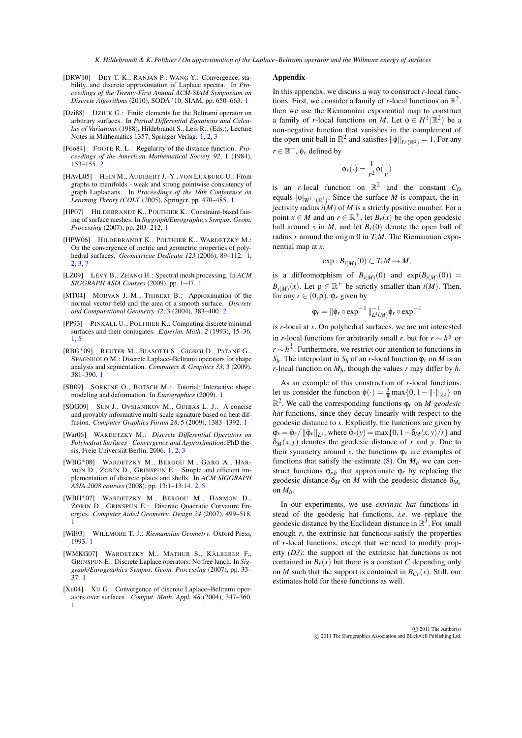[DRW10] DEY T. K., RANJAN P., WANG Y.: Convergence, stability, and discrete approximation of Laplace spectra. In *Proceedings of the Twenty-First Annual ACM-SIAM Symposium on Discrete Algorithms* (2010), SODA '10, SIAM, pp. 650–663. 1

[Dzi88] DZIUK G.: Finite elements for the Beltrami operator on arbitrary surfaces. In *Partial Differential Equations and Calculus of Variations* (1988), Hildebrandt S., Leis R., (Eds.), Lecture Notes in Mathematics 1357, Springer Verlag. 1, 2, 3

[Foo84] FOOTE R. L.: Regularity of the distance function. *Proceedings of the American Mathematical Society 92*, 1 (1984), 153–155. 2

[HAvL05] HEIN M., AUDIBERT J.-Y., VON LUXBURG U.: From graphs to manifolds - weak and strong pointwise consistency of graph Laplacians. In *Proceedings of the 18th Conference on Learning Theory (COLT* (2005), Springer, pp. 470–485. 1

[HP07] HILDEBRANDT K., POLTHIER K.: Constraint-based fairing of surface meshes. In *Siggraph/Eurographics Sympos. Geom. Processing* (2007), pp. 203–212. 1

[HPW06] HILDEBRANDT K., POLTHIER K., WARDETZKY M.: On the convergence of metric and geometric properties of polyhedral surfaces. *Geometricae Dedicata 123* (2006), 89–112. 1, 2, 3, 7

[LZ09] LÉVY B., ZHANG H.: Spectral mesh processing. In *ACM SIGGRAPH ASIA Courses* (2009), pp. 1–47. 1

[MT04] MORVAN J.-M., THIBERT B.: Approximation of the normal vector field and the area of a smooth surface. *Discrete and Computational Geometry 32*, 3 (2004), 383–400. 2

[PP93] PINKALL U., POLTHIER K.: Computing discrete minimal surfaces and their conjugates. *Experim. Math. 2* (1993), 15–36. 1, 5

[RBG*09] REUTER M., BIASOTTI S., GIORGI D., PATANÈ G., SPAGNUOLO M.: Discrete Laplace–Beltrami operators for shape analysis and segmentation. *Computers & Graphics 33*, 3 (2009), 381–390. 1

[SB09] SORKINE O., BOTSCH M.: Tutorial: Interactive shape modeling and deformation. In *Eurographics* (2009). 1

[SOG09] SUN J., OVSJANIKOV M., GUIBAS L. J.: A concise and provably informative multi-scale signature based on heat diffusion. *Computer Graphics Forum 28*, 5 (2009), 1383–1392. 1

[War06] WARDETZKY M.: *Discrete Differential Operators on Polyhedral Surfaces - Convergence and Approximation*. PhD thesis, Freie Universiät Berlin, 2006. 1, 2, 3

[WBG*08] WARDETZKY M., BERGOU M., GARG A., HARMON D., ZORIN D., GRINSPUN E.: Simple and efficient implementation of discrete plates and shells. In *ACM SIGGRAPH ASIA 2008 courses* (2008), pp. 13:1–13:14. 2, 5

[WBH*07] WARDETZKY M., BERGOU M., HARMON D., ZORIN D., GRINSPUN E.: Discrete Quadratic Curvature Energies. *Computer Aided Geometric Design 24* (2007), 499–518. 1

[Wil93] WILLMORE T. J.: *Riemannian Geometry*. Oxford Press, 1993. 1

[WMKG07] WARDETZKY M., MATHUR S., KÄLBERER F., GRINSPUN E.: Discrete Laplace operators: No free lunch. In *Siggraph/Eurographics Sympos. Geom. Processing* (2007), pp. 33–37. 1

[Xu04] XU G.: Convergence of discrete Laplace–Beltrami operators over surfaces. *Comput. Math. Appl. 48* (2004), 347–360. 1

## Appendix

In this appendix, we discuss a way to construct $r$-local functions. First, we consider a family of $r$-local functions on $\mathbb{R}^2$, then we use the Riemannian exponential map to construct a family of $r$-local functions on $M$. Let $\phi \in H^1(\mathbb{R}^2)$ be a non-negative function that vanishes in the complement of the open unit ball in $\mathbb{R}^2$ and satisfies $\|\phi\|_{L^1(\mathbb{R}^2)} = 1$. For any $r \in \mathbb{R}^+$, $\phi_r$ defined by

$$\phi_r(\cdot) = \frac{1}{r^2}\phi(\frac{\cdot}{r})$$

is an $r$-local function on $\mathbb{R}^2$ and the constant $C_D$ equals $|\phi|_{W^{1,1}(\mathbb{R}^2)}$. Since the surface $M$ is compact, the injectivity radius $i(M)$ of $M$ is a strictly positive number. For a point $x \in M$ and an $r \in \mathbb{R}^+$, let $B_r(x)$ be the open geodesic ball around $x$ in $M$, and let $B_r(0)$ denote the open ball of radius $r$ around the origin 0 in $T_xM$. The Riemannian exponential map at $x$,

$$\exp : B_{i(M)}(0) \subset T_xM \mapsto M,$$

is a diffeomorphism of $B_{i(M)}(0)$ and $\exp(B_{i(M)}(0)) = B_{i(M)}(x)$. Let $\rho \in \mathbb{R}^+$ be strictly smaller than $i(M)$. Then, for any $r \in (0, \rho)$, $\varphi_r$ given by

$$\varphi_r = \|\phi_r \circ \exp^{-1}\|^{-1}_{L^1(M)} \phi_r \circ \exp^{-1}$$

is $r$-local at $x$. On polyhedral surfaces, we are not interested in $r$-local functions for arbitrarily small $r$, but for $r \sim h^{\frac{1}{2}}$ or $r \sim h^{\frac{1}{3}}$. Furthermore, we restrict our attention to functions in $S_h$. The interpolant in $S_h$ of an $r$-local function $\varphi_r$ on $M$ is an $r$-local function on $M_h$, though the values $r$ may differ by $h$.

As an example of this construction of $r$-local functions, let us consider the function $\phi(\cdot) = \frac{3}{\pi}\max\{0, 1 - \|\cdot\|_{\mathbb{R}^2}\}$ on $\mathbb{R}^2$. We call the corresponding functions $\varphi_r$ on $M$ *geodesic hat* functions, since they decay linearly with respect to the geodesic distance to $x$. Explicitly, the functions are given by $\varphi_r = \tilde{\varphi}_r / \|\tilde{\varphi}_r\|_{L^1}$, where $\tilde{\varphi}_r(y) = \max\{0, 1 - \delta_M(x,y)/r\}$ and $\delta_M(x,y)$ denotes the geodesic distance of $x$ and $y$. Due to their symmetry around $x$, the functions $\varphi_r$ are examples of functions that satisfy the estimate (8). On $M_h$ we can construct functions $\varphi_{r,h}$ that approximate $\varphi_r$ by replacing the geodesic distance $\delta_M$ on $M$ with the geodesic distance $\delta_{M_h}$ on $M_h$.

In our experiments, we use *extrinsic hat* functions instead of the geodesic hat functions, *i.e.* we replace the geodesic distance by the Euclidean distance in $\mathbb{R}^3$. For small enough $r$, the extrinsic hat functions satisfy the properties of $r$-local functions, except that we need to modify property *(D3)*: the support of the extrinsic hat functions is not contained in $B_r(x)$ but there is a constant $C$ depending only on $M$ such that the support is contained in $B_{Cr}(x)$. Still, our estimates hold for these functions as well.